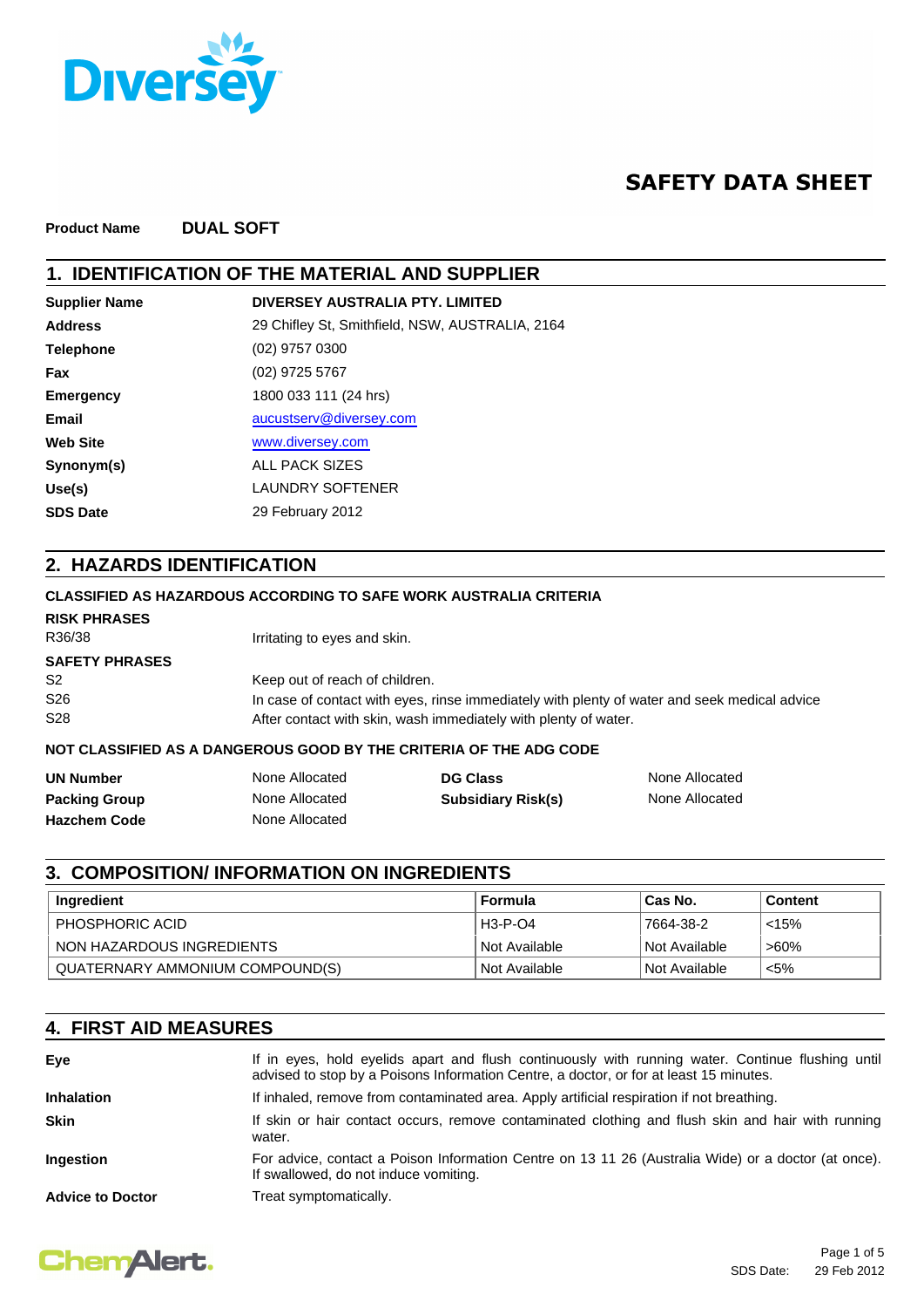# SAFETY DATA SHEET

**Product Name** **DUAL SOFT**

## 1. IDENTIFICATION OF THE MATERIAL AND SUPPLIER

| | |
|---|---|
| **Supplier Name** | **DIVERSEY AUSTRALIA PTY. LIMITED** |
| **Address** | 29 Chifley St, Smithfield, NSW, AUSTRALIA, 2164 |
| **Telephone** | (02) 9757 0300 |
| **Fax** | (02) 9725 5767 |
| **Emergency** | 1800 033 111 (24 hrs) |
| **Email** | aucustserv@diversey.com |
| **Web Site** | www.diversey.com |
| **Synonym(s)** | ALL PACK SIZES |
| **Use(s)** | LAUNDRY SOFTENER |
| **SDS Date** | 29 February 2012 |

## 2. HAZARDS IDENTIFICATION

**CLASSIFIED AS HAZARDOUS ACCORDING TO SAFE WORK AUSTRALIA CRITERIA**

**RISK PHRASES**

R36/38 Irritating to eyes and skin.

**SAFETY PHRASES**

S2 Keep out of reach of children.

S26 In case of contact with eyes, rinse immediately with plenty of water and seek medical advice

S28 After contact with skin, wash immediately with plenty of water.

**NOT CLASSIFIED AS A DANGEROUS GOOD BY THE CRITERIA OF THE ADG CODE**

| | | | |
|---|---|---|---|
| **UN Number** | None Allocated | **DG Class** | None Allocated |
| **Packing Group** | None Allocated | **Subsidiary Risk(s)** | None Allocated |
| **Hazchem Code** | None Allocated | | |

## 3. COMPOSITION/ INFORMATION ON INGREDIENTS

| Ingredient | Formula | Cas No. | Content |
|---|---|---|---|
| PHOSPHORIC ACID | H3-P-O4 | 7664-38-2 | <15% |
| NON HAZARDOUS INGREDIENTS | Not Available | Not Available | >60% |
| QUATERNARY AMMONIUM COMPOUND(S) | Not Available | Not Available | <5% |

## 4. FIRST AID MEASURES

**Eye** If in eyes, hold eyelids apart and flush continuously with running water. Continue flushing until advised to stop by a Poisons Information Centre, a doctor, or for at least 15 minutes.

**Inhalation** If inhaled, remove from contaminated area. Apply artificial respiration if not breathing.

**Skin** If skin or hair contact occurs, remove contaminated clothing and flush skin and hair with running water.

**Ingestion** For advice, contact a Poison Information Centre on 13 11 26 (Australia Wide) or a doctor (at once). If swallowed, do not induce vomiting.

**Advice to Doctor** Treat symptomatically.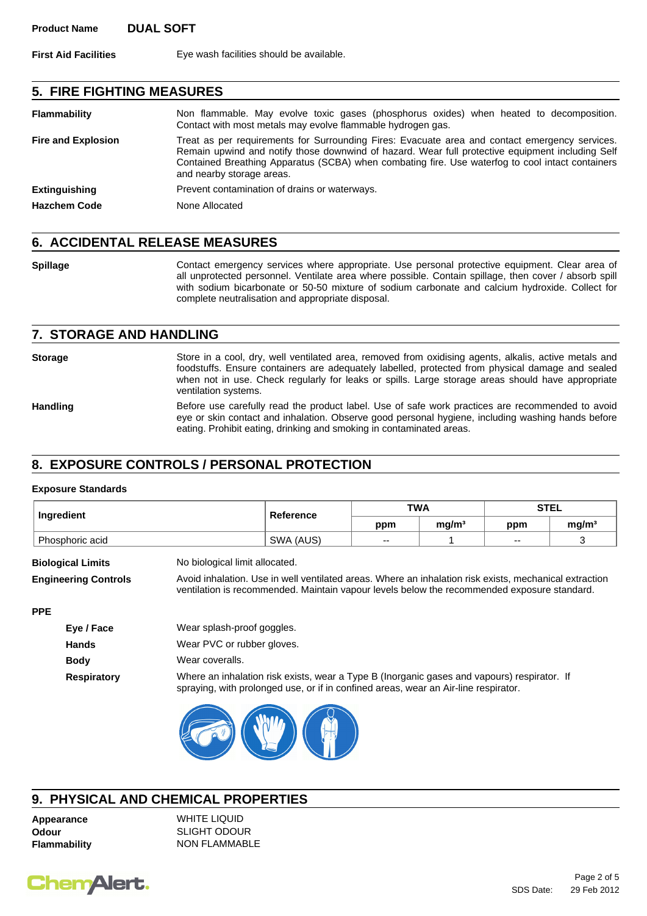**Product Name** **DUAL SOFT**

**First Aid Facilities** Eye wash facilities should be available.

## 5. FIRE FIGHTING MEASURES

**Flammability** Non flammable. May evolve toxic gases (phosphorus oxides) when heated to decomposition. Contact with most metals may evolve flammable hydrogen gas.

**Fire and Explosion** Treat as per requirements for Surrounding Fires: Evacuate area and contact emergency services. Remain upwind and notify those downwind of hazard. Wear full protective equipment including Self Contained Breathing Apparatus (SCBA) when combating fire. Use waterfog to cool intact containers and nearby storage areas.

**Extinguishing** Prevent contamination of drains or waterways.

**Hazchem Code** None Allocated

## 6. ACCIDENTAL RELEASE MEASURES

**Spillage** Contact emergency services where appropriate. Use personal protective equipment. Clear area of all unprotected personnel. Ventilate area where possible. Contain spillage, then cover / absorb spill with sodium bicarbonate or 50-50 mixture of sodium carbonate and calcium hydroxide. Collect for complete neutralisation and appropriate disposal.

## 7. STORAGE AND HANDLING

**Storage** Store in a cool, dry, well ventilated area, removed from oxidising agents, alkalis, active metals and foodstuffs. Ensure containers are adequately labelled, protected from physical damage and sealed when not in use. Check regularly for leaks or spills. Large storage areas should have appropriate ventilation systems.

**Handling** Before use carefully read the product label. Use of safe work practices are recommended to avoid eye or skin contact and inhalation. Observe good personal hygiene, including washing hands before eating. Prohibit eating, drinking and smoking in contaminated areas.

## 8. EXPOSURE CONTROLS / PERSONAL PROTECTION

**Exposure Standards**

| Ingredient | Reference | TWA | | STEL | |
|---|---|---|---|---|---|
| | | ppm | mg/m³ | ppm | mg/m³ |
| Phosphoric acid | SWA (AUS) | -- | 1 | -- | 3 |

**Biological Limits** No biological limit allocated.

**Engineering Controls** Avoid inhalation. Use in well ventilated areas. Where an inhalation risk exists, mechanical extraction ventilation is recommended. Maintain vapour levels below the recommended exposure standard.

**PPE**

- **Eye / Face** Wear splash-proof goggles.
- **Hands** Wear PVC or rubber gloves.
- **Body** Wear coveralls.
- **Respiratory** Where an inhalation risk exists, wear a Type B (Inorganic gases and vapours) respirator. If spraying, with prolonged use, or if in confined areas, wear an Air-line respirator.

## 9. PHYSICAL AND CHEMICAL PROPERTIES

**Appearance** WHITE LIQUID
**Odour** SLIGHT ODOUR
**Flammability** NON FLAMMABLE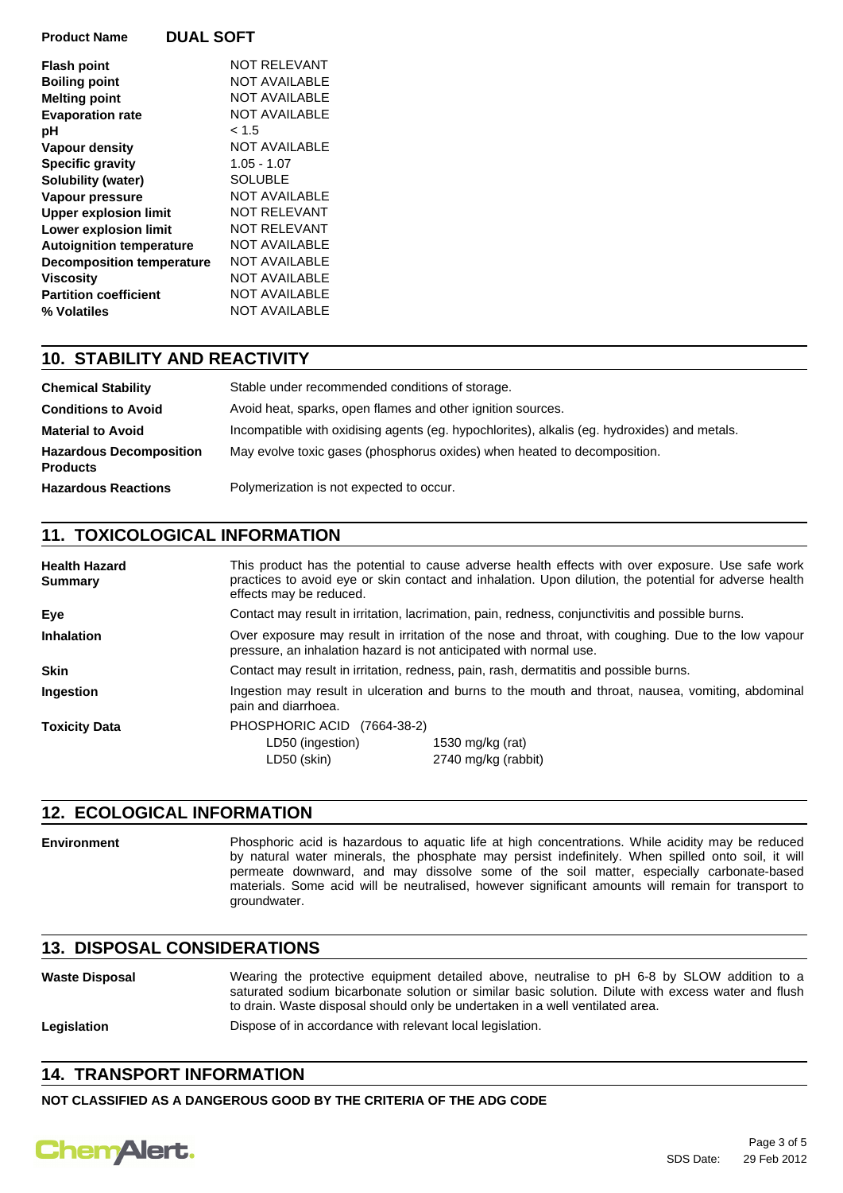**Product Name** **DUAL SOFT**

| | |
|---|---|
| **Flash point** | NOT RELEVANT |
| **Boiling point** | NOT AVAILABLE |
| **Melting point** | NOT AVAILABLE |
| **Evaporation rate** | NOT AVAILABLE |
| **pH** | < 1.5 |
| **Vapour density** | NOT AVAILABLE |
| **Specific gravity** | 1.05 - 1.07 |
| **Solubility (water)** | SOLUBLE |
| **Vapour pressure** | NOT AVAILABLE |
| **Upper explosion limit** | NOT RELEVANT |
| **Lower explosion limit** | NOT RELEVANT |
| **Autoignition temperature** | NOT AVAILABLE |
| **Decomposition temperature** | NOT AVAILABLE |
| **Viscosity** | NOT AVAILABLE |
| **Partition coefficient** | NOT AVAILABLE |
| **% Volatiles** | NOT AVAILABLE |

## 10. STABILITY AND REACTIVITY

**Chemical Stability**
Stable under recommended conditions of storage.

**Conditions to Avoid**
Avoid heat, sparks, open flames and other ignition sources.

**Material to Avoid**
Incompatible with oxidising agents (eg. hypochlorites), alkalis (eg. hydroxides) and metals.

**Hazardous Decomposition Products**
May evolve toxic gases (phosphorus oxides) when heated to decomposition.

**Hazardous Reactions**
Polymerization is not expected to occur.

## 11. TOXICOLOGICAL INFORMATION

**Health Hazard Summary**
This product has the potential to cause adverse health effects with over exposure. Use safe work practices to avoid eye or skin contact and inhalation. Upon dilution, the potential for adverse health effects may be reduced.

**Eye**
Contact may result in irritation, lacrimation, pain, redness, conjunctivitis and possible burns.

**Inhalation**
Over exposure may result in irritation of the nose and throat, with coughing. Due to the low vapour pressure, an inhalation hazard is not anticipated with normal use.

**Skin**
Contact may result in irritation, redness, pain, rash, dermatitis and possible burns.

**Ingestion**
Ingestion may result in ulceration and burns to the mouth and throat, nausea, vomiting, abdominal pain and diarrhoea.

**Toxicity Data**
PHOSPHORIC ACID (7664-38-2)

| | |
|---|---|
| LD50 (ingestion) | 1530 mg/kg (rat) |
| LD50 (skin) | 2740 mg/kg (rabbit) |

## 12. ECOLOGICAL INFORMATION

**Environment**
Phosphoric acid is hazardous to aquatic life at high concentrations. While acidity may be reduced by natural water minerals, the phosphate may persist indefinitely. When spilled onto soil, it will permeate downward, and may dissolve some of the soil matter, especially carbonate-based materials. Some acid will be neutralised, however significant amounts will remain for transport to groundwater.

## 13. DISPOSAL CONSIDERATIONS

**Waste Disposal**
Wearing the protective equipment detailed above, neutralise to pH 6-8 by SLOW addition to a saturated sodium bicarbonate solution or similar basic solution. Dilute with excess water and flush to drain. Waste disposal should only be undertaken in a well ventilated area.

**Legislation**
Dispose of in accordance with relevant local legislation.

## 14. TRANSPORT INFORMATION

**NOT CLASSIFIED AS A DANGEROUS GOOD BY THE CRITERIA OF THE ADG CODE**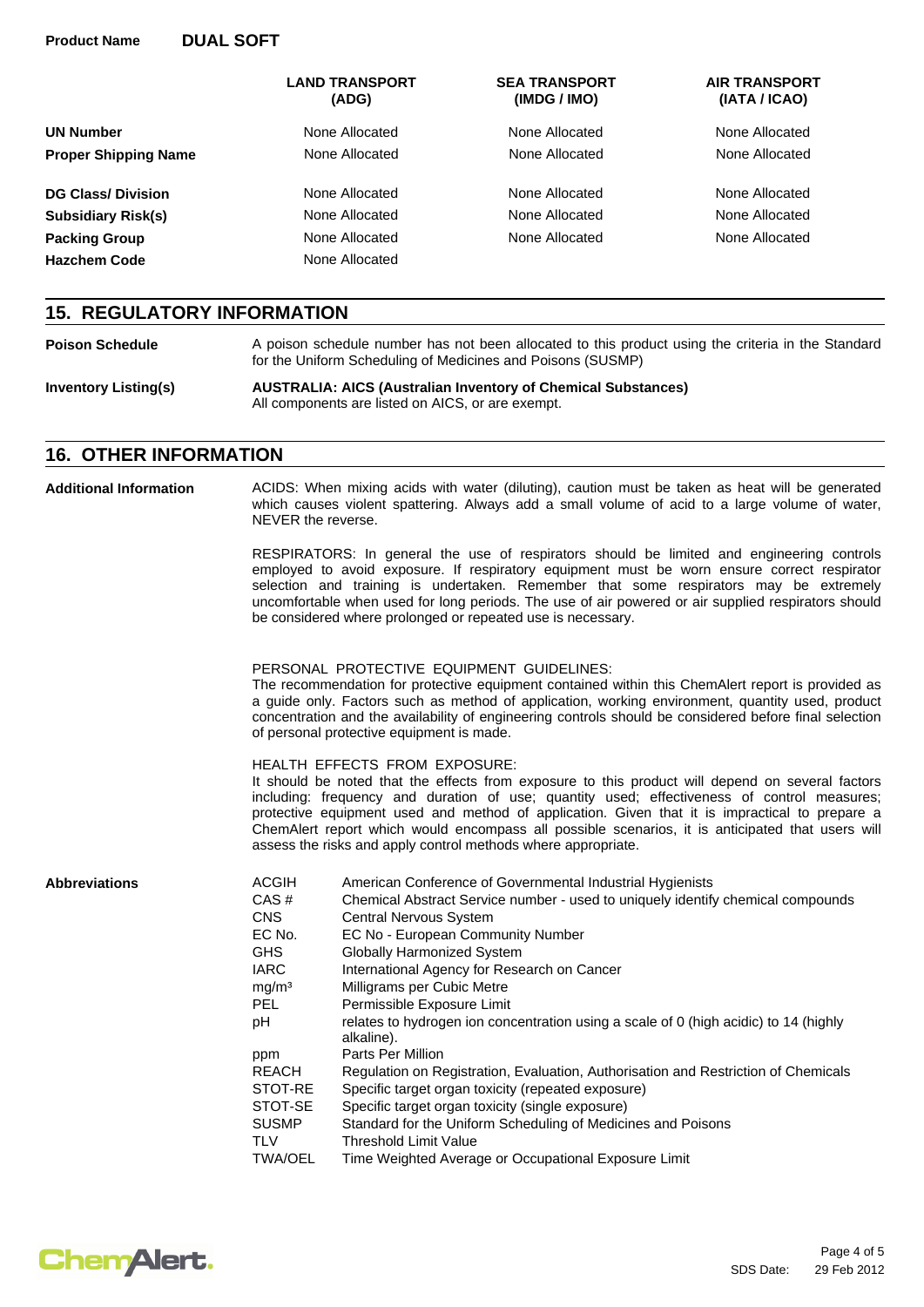**Product Name** **DUAL SOFT**

| | LAND TRANSPORT (ADG) | SEA TRANSPORT (IMDG / IMO) | AIR TRANSPORT (IATA / ICAO) |
|---|---|---|---|
| **UN Number** | None Allocated | None Allocated | None Allocated |
| **Proper Shipping Name** | None Allocated | None Allocated | None Allocated |
| **DG Class/ Division** | None Allocated | None Allocated | None Allocated |
| **Subsidiary Risk(s)** | None Allocated | None Allocated | None Allocated |
| **Packing Group** | None Allocated | None Allocated | None Allocated |
| **Hazchem Code** | None Allocated | | |

## 15. REGULATORY INFORMATION

**Poison Schedule**

A poison schedule number has not been allocated to this product using the criteria in the Standard for the Uniform Scheduling of Medicines and Poisons (SUSMP)

**Inventory Listing(s)**

**AUSTRALIA: AICS (Australian Inventory of Chemical Substances)**
All components are listed on AICS, or are exempt.

## 16. OTHER INFORMATION

**Additional Information**

ACIDS: When mixing acids with water (diluting), caution must be taken as heat will be generated which causes violent spattering. Always add a small volume of acid to a large volume of water, NEVER the reverse.

RESPIRATORS: In general the use of respirators should be limited and engineering controls employed to avoid exposure. If respiratory equipment must be worn ensure correct respirator selection and training is undertaken. Remember that some respirators may be extremely uncomfortable when used for long periods. The use of air powered or air supplied respirators should be considered where prolonged or repeated use is necessary.

PERSONAL PROTECTIVE EQUIPMENT GUIDELINES:
The recommendation for protective equipment contained within this ChemAlert report is provided as a guide only. Factors such as method of application, working environment, quantity used, product concentration and the availability of engineering controls should be considered before final selection of personal protective equipment is made.

HEALTH EFFECTS FROM EXPOSURE:
It should be noted that the effects from exposure to this product will depend on several factors including: frequency and duration of use; quantity used; effectiveness of control measures; protective equipment used and method of application. Given that it is impractical to prepare a ChemAlert report which would encompass all possible scenarios, it is anticipated that users will assess the risks and apply control methods where appropriate.

**Abbreviations**

| | |
|---|---|
| ACGIH | American Conference of Governmental Industrial Hygienists |
| CAS # | Chemical Abstract Service number - used to uniquely identify chemical compounds |
| CNS | Central Nervous System |
| EC No. | EC No - European Community Number |
| GHS | Globally Harmonized System |
| IARC | International Agency for Research on Cancer |
| $mg/m^3$ | Milligrams per Cubic Metre |
| PEL | Permissible Exposure Limit |
| pH | relates to hydrogen ion concentration using a scale of 0 (high acidic) to 14 (highly alkaline). |
| ppm | Parts Per Million |
| REACH | Regulation on Registration, Evaluation, Authorisation and Restriction of Chemicals |
| STOT-RE | Specific target organ toxicity (repeated exposure) |
| STOT-SE | Specific target organ toxicity (single exposure) |
| SUSMP | Standard for the Uniform Scheduling of Medicines and Poisons |
| TLV | Threshold Limit Value |
| TWA/OEL | Time Weighted Average or Occupational Exposure Limit |

SDS Date: 29 Feb 2012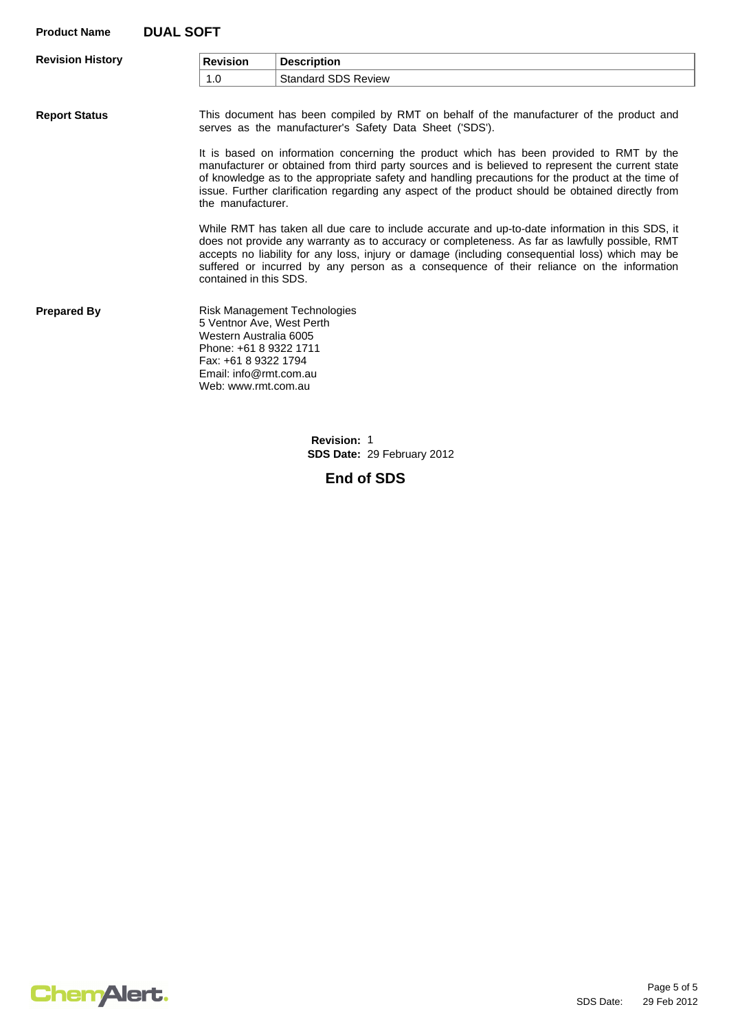**Product Name** **DUAL SOFT**

**Revision History**

| Revision | Description |
|---|---|
| 1.0 | Standard SDS Review |

**Report Status**

This document has been compiled by RMT on behalf of the manufacturer of the product and serves as the manufacturer's Safety Data Sheet ('SDS').

It is based on information concerning the product which has been provided to RMT by the manufacturer or obtained from third party sources and is believed to represent the current state of knowledge as to the appropriate safety and handling precautions for the product at the time of issue. Further clarification regarding any aspect of the product should be obtained directly from the manufacturer.

While RMT has taken all due care to include accurate and up-to-date information in this SDS, it does not provide any warranty as to accuracy or completeness. As far as lawfully possible, RMT accepts no liability for any loss, injury or damage (including consequential loss) which may be suffered or incurred by any person as a consequence of their reliance on the information contained in this SDS.

**Prepared By**

Risk Management Technologies
5 Ventnor Ave, West Perth
Western Australia 6005
Phone: +61 8 9322 1711
Fax: +61 8 9322 1794
Email: info@rmt.com.au
Web: www.rmt.com.au

**Revision:** 1
**SDS Date:** 29 February 2012

## End of SDS